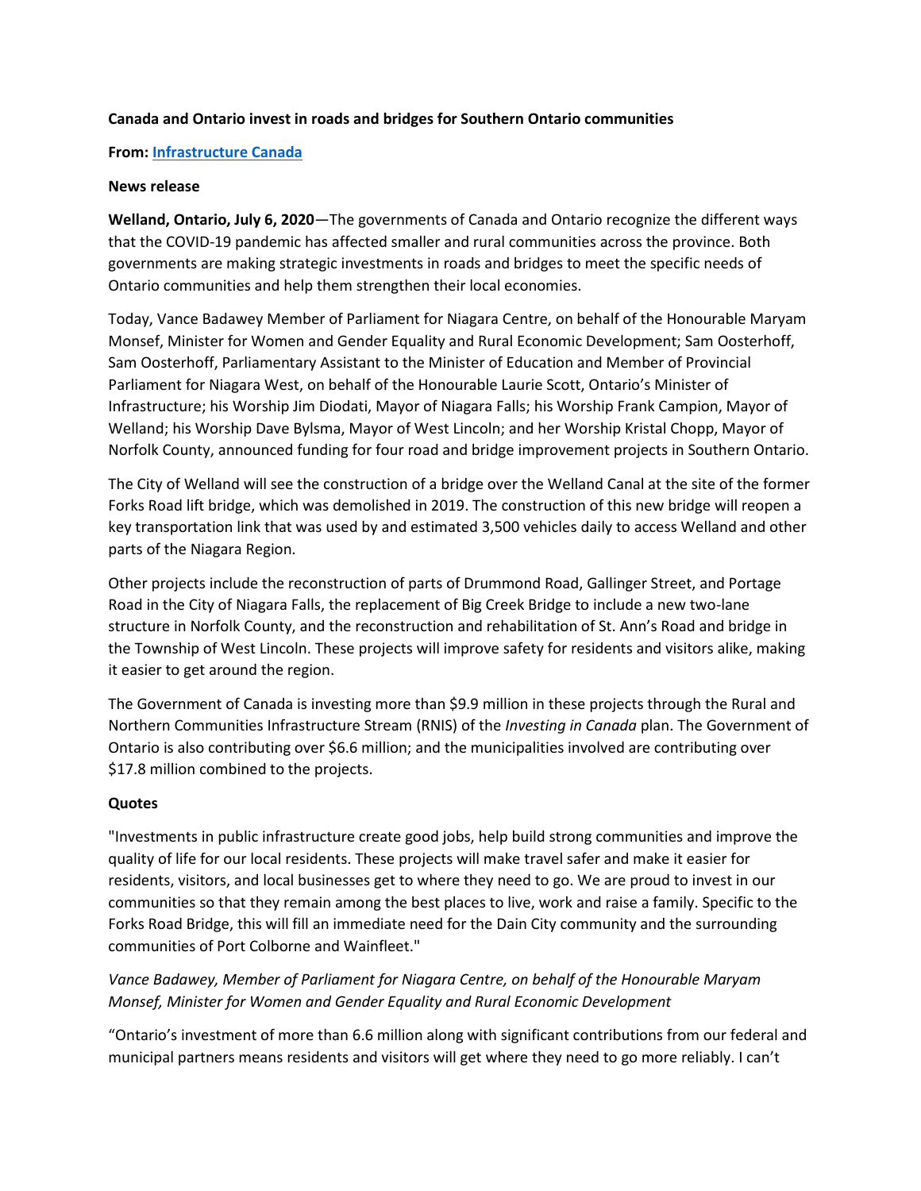**Canada and Ontario invest in roads and bridges for Southern Ontario communities**

**From: [Infrastructure Canada]()**

**News release**

**Welland, Ontario, July 6, 2020**—The governments of Canada and Ontario recognize the different ways that the COVID-19 pandemic has affected smaller and rural communities across the province. Both governments are making strategic investments in roads and bridges to meet the specific needs of Ontario communities and help them strengthen their local economies.

Today, Vance Badawey Member of Parliament for Niagara Centre, on behalf of the Honourable Maryam Monsef, Minister for Women and Gender Equality and Rural Economic Development; Sam Oosterhoff, Sam Oosterhoff, Parliamentary Assistant to the Minister of Education and Member of Provincial Parliament for Niagara West, on behalf of the Honourable Laurie Scott, Ontario's Minister of Infrastructure; his Worship Jim Diodati, Mayor of Niagara Falls; his Worship Frank Campion, Mayor of Welland; his Worship Dave Bylsma, Mayor of West Lincoln; and her Worship Kristal Chopp, Mayor of Norfolk County, announced funding for four road and bridge improvement projects in Southern Ontario.

The City of Welland will see the construction of a bridge over the Welland Canal at the site of the former Forks Road lift bridge, which was demolished in 2019. The construction of this new bridge will reopen a key transportation link that was used by and estimated 3,500 vehicles daily to access Welland and other parts of the Niagara Region.

Other projects include the reconstruction of parts of Drummond Road, Gallinger Street, and Portage Road in the City of Niagara Falls, the replacement of Big Creek Bridge to include a new two-lane structure in Norfolk County, and the reconstruction and rehabilitation of St. Ann's Road and bridge in the Township of West Lincoln. These projects will improve safety for residents and visitors alike, making it easier to get around the region.

The Government of Canada is investing more than $9.9 million in these projects through the Rural and Northern Communities Infrastructure Stream (RNIS) of the *Investing in Canada* plan. The Government of Ontario is also contributing over $6.6 million; and the municipalities involved are contributing over $17.8 million combined to the projects.

**Quotes**

"Investments in public infrastructure create good jobs, help build strong communities and improve the quality of life for our local residents. These projects will make travel safer and make it easier for residents, visitors, and local businesses get to where they need to go. We are proud to invest in our communities so that they remain among the best places to live, work and raise a family. Specific to the Forks Road Bridge, this will fill an immediate need for the Dain City community and the surrounding communities of Port Colborne and Wainfleet."

*Vance Badawey, Member of Parliament for Niagara Centre, on behalf of the Honourable Maryam Monsef, Minister for Women and Gender Equality and Rural Economic Development*

"Ontario's investment of more than 6.6 million along with significant contributions from our federal and municipal partners means residents and visitors will get where they need to go more reliably. I can't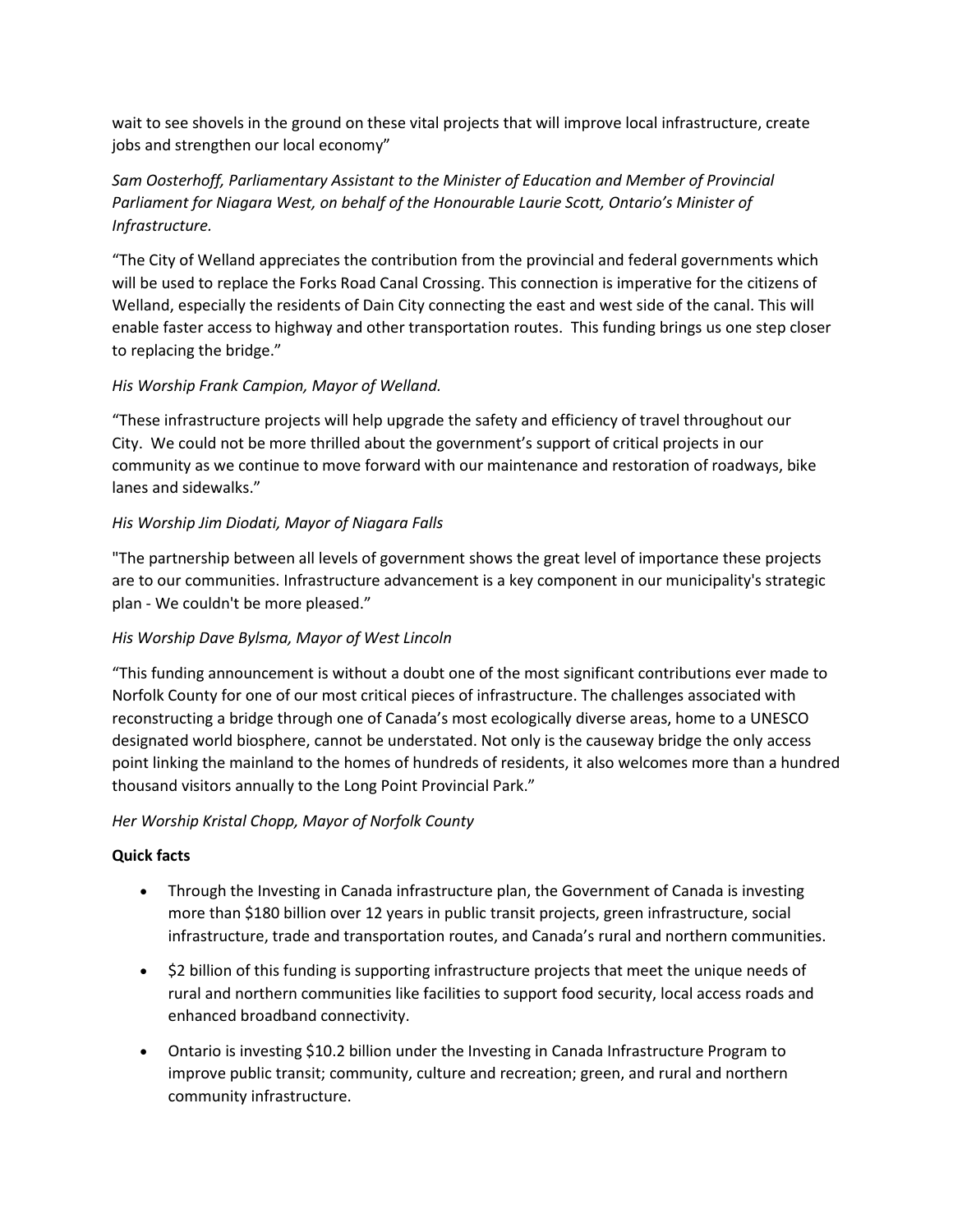wait to see shovels in the ground on these vital projects that will improve local infrastructure, create jobs and strengthen our local economy"

*Sam Oosterhoff, Parliamentary Assistant to the Minister of Education and Member of Provincial Parliament for Niagara West, on behalf of the Honourable Laurie Scott, Ontario's Minister of Infrastructure.*

"The City of Welland appreciates the contribution from the provincial and federal governments which will be used to replace the Forks Road Canal Crossing. This connection is imperative for the citizens of Welland, especially the residents of Dain City connecting the east and west side of the canal. This will enable faster access to highway and other transportation routes. This funding brings us one step closer to replacing the bridge."

*His Worship Frank Campion, Mayor of Welland.*

"These infrastructure projects will help upgrade the safety and efficiency of travel throughout our City. We could not be more thrilled about the government's support of critical projects in our community as we continue to move forward with our maintenance and restoration of roadways, bike lanes and sidewalks."

*His Worship Jim Diodati, Mayor of Niagara Falls*

"The partnership between all levels of government shows the great level of importance these projects are to our communities. Infrastructure advancement is a key component in our municipality's strategic plan - We couldn't be more pleased."

*His Worship Dave Bylsma, Mayor of West Lincoln*

"This funding announcement is without a doubt one of the most significant contributions ever made to Norfolk County for one of our most critical pieces of infrastructure. The challenges associated with reconstructing a bridge through one of Canada's most ecologically diverse areas, home to a UNESCO designated world biosphere, cannot be understated. Not only is the causeway bridge the only access point linking the mainland to the homes of hundreds of residents, it also welcomes more than a hundred thousand visitors annually to the Long Point Provincial Park."

*Her Worship Kristal Chopp, Mayor of Norfolk County*

**Quick facts**

- Through the Investing in Canada infrastructure plan, the Government of Canada is investing more than $180 billion over 12 years in public transit projects, green infrastructure, social infrastructure, trade and transportation routes, and Canada's rural and northern communities.
- $2 billion of this funding is supporting infrastructure projects that meet the unique needs of rural and northern communities like facilities to support food security, local access roads and enhanced broadband connectivity.
- Ontario is investing $10.2 billion under the Investing in Canada Infrastructure Program to improve public transit; community, culture and recreation; green, and rural and northern community infrastructure.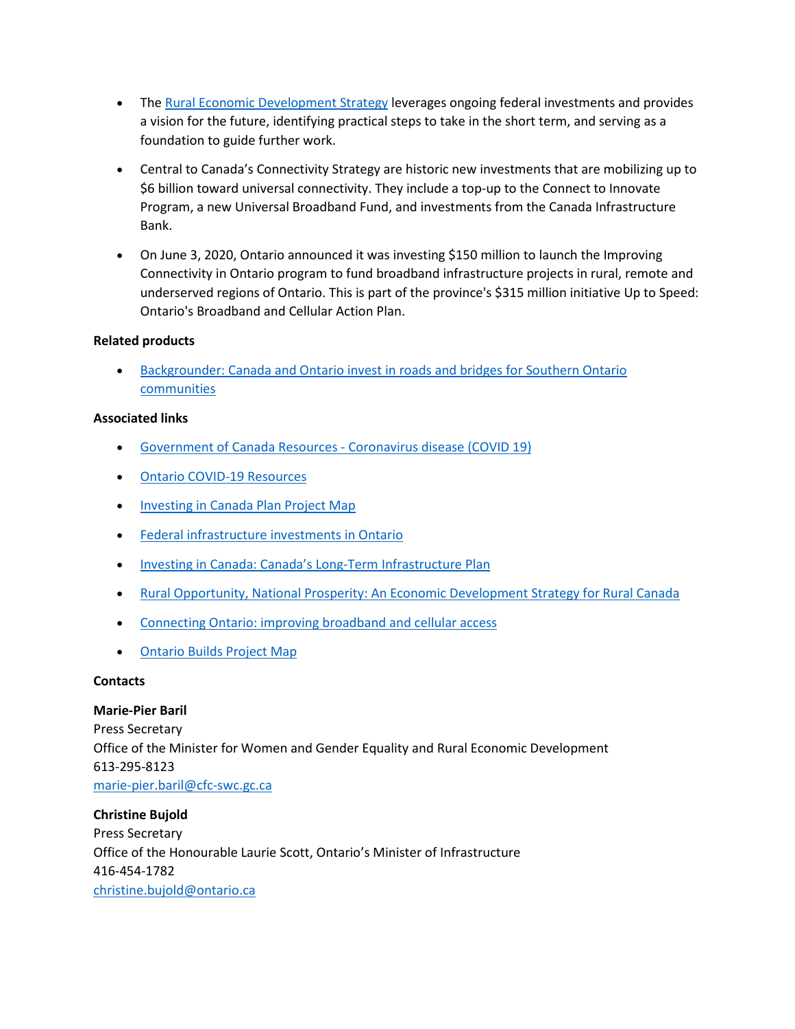- The [Rural Economic Development Strategy](Rural Economic Development Strategy) leverages ongoing federal investments and provides a vision for the future, identifying practical steps to take in the short term, and serving as a foundation to guide further work.

- Central to Canada's Connectivity Strategy are historic new investments that are mobilizing up to $6 billion toward universal connectivity. They include a top-up to the Connect to Innovate Program, a new Universal Broadband Fund, and investments from the Canada Infrastructure Bank.

- On June 3, 2020, Ontario announced it was investing $150 million to launch the Improving Connectivity in Ontario program to fund broadband infrastructure projects in rural, remote and underserved regions of Ontario. This is part of the province's $315 million initiative Up to Speed: Ontario's Broadband and Cellular Action Plan.

**Related products**

- Backgrounder: Canada and Ontario invest in roads and bridges for Southern Ontario communities

**Associated links**

- Government of Canada Resources - Coronavirus disease (COVID 19)
- Ontario COVID-19 Resources
- Investing in Canada Plan Project Map
- Federal infrastructure investments in Ontario
- Investing in Canada: Canada's Long-Term Infrastructure Plan
- Rural Opportunity, National Prosperity: An Economic Development Strategy for Rural Canada
- Connecting Ontario: improving broadband and cellular access
- Ontario Builds Project Map

**Contacts**

**Marie-Pier Baril**
Press Secretary
Office of the Minister for Women and Gender Equality and Rural Economic Development
613-295-8123
marie-pier.baril@cfc-swc.gc.ca

**Christine Bujold**
Press Secretary
Office of the Honourable Laurie Scott, Ontario's Minister of Infrastructure
416-454-1782
christine.bujold@ontario.ca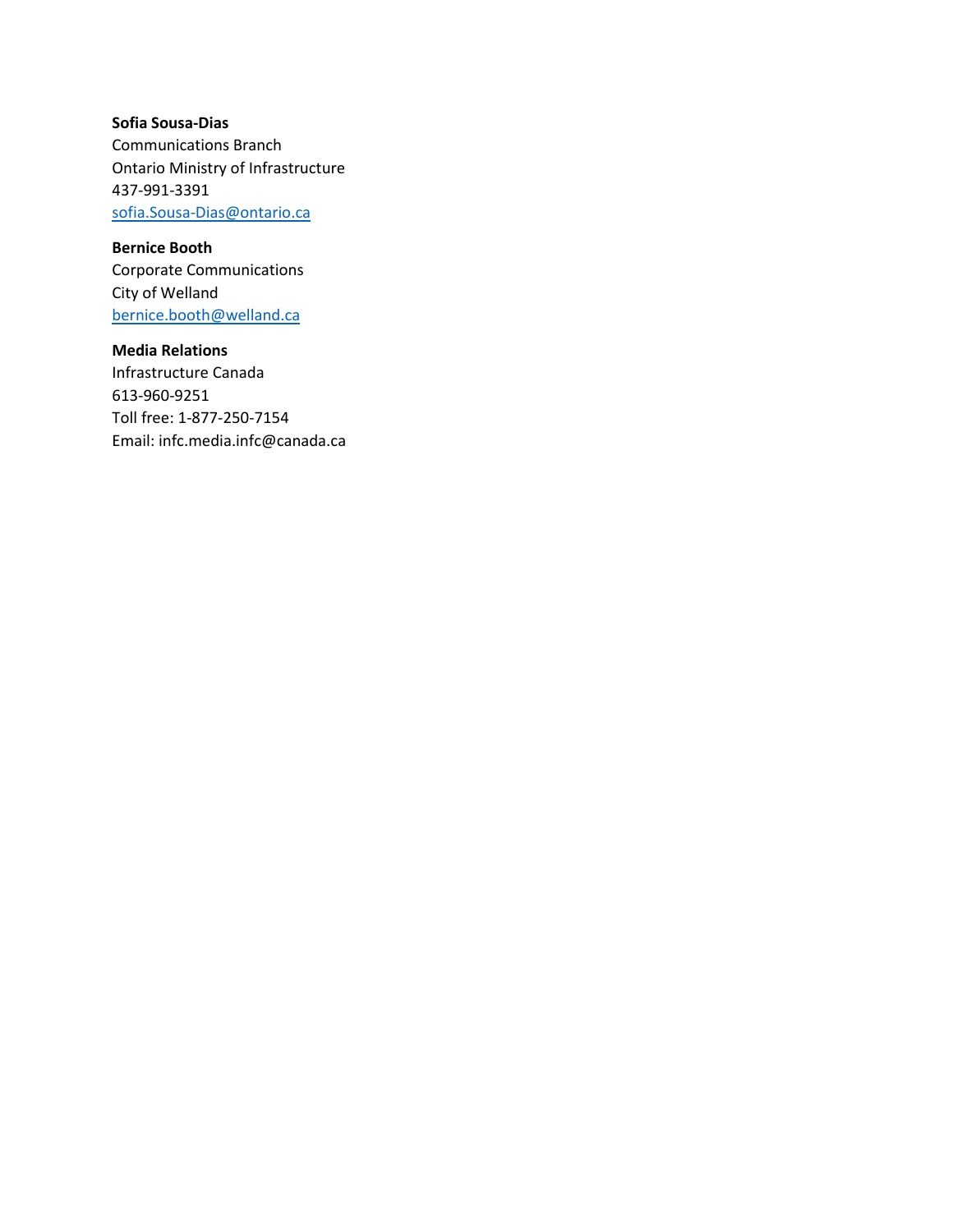**Sofia Sousa-Dias**
Communications Branch
Ontario Ministry of Infrastructure
437-991-3391
sofia.Sousa-Dias@ontario.ca

**Bernice Booth**
Corporate Communications
City of Welland
bernice.booth@welland.ca

**Media Relations**
Infrastructure Canada
613-960-9251
Toll free: 1-877-250-7154
Email: infc.media.infc@canada.ca